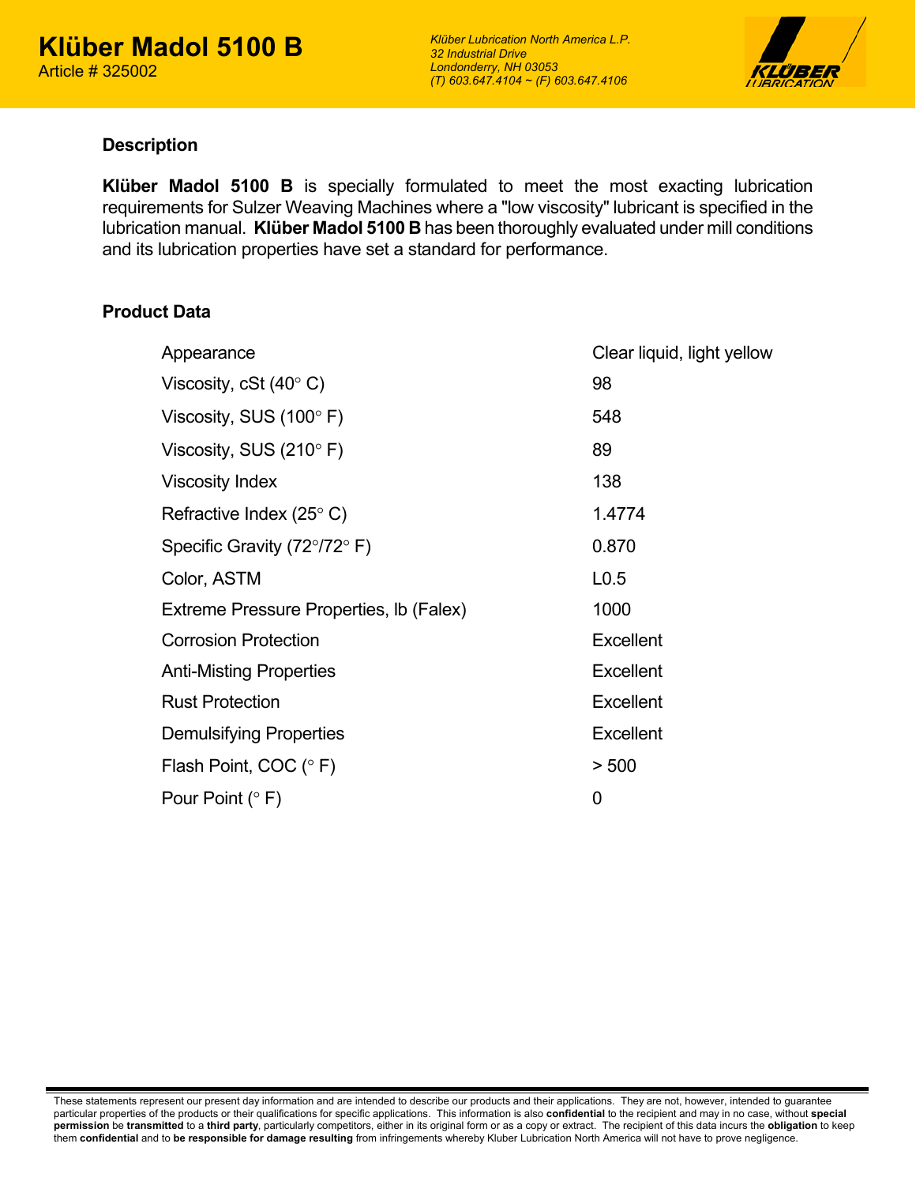# Klüber Madol 5100 B

Article # 325002

*Klüber Lubrication North America L.P.*
*32 Industrial Drive*
*Londonderry, NH 03053*
*(T) 603.647.4104 ~ (F) 603.647.4106*

## Description

**Klüber Madol 5100 B** is specially formulated to meet the most exacting lubrication requirements for Sulzer Weaving Machines where a "low viscosity" lubricant is specified in the lubrication manual. **Klüber Madol 5100 B** has been thoroughly evaluated under mill conditions and its lubrication properties have set a standard for performance.

## Product Data

| Property | Value |
|---|---|
| Appearance | Clear liquid, light yellow |
| Viscosity, cSt (40° C) | 98 |
| Viscosity, SUS (100° F) | 548 |
| Viscosity, SUS (210° F) | 89 |
| Viscosity Index | 138 |
| Refractive Index (25° C) | 1.4774 |
| Specific Gravity (72°/72° F) | 0.870 |
| Color, ASTM | L0.5 |
| Extreme Pressure Properties, lb (Falex) | 1000 |
| Corrosion Protection | Excellent |
| Anti-Misting Properties | Excellent |
| Rust Protection | Excellent |
| Demulsifying Properties | Excellent |
| Flash Point, COC (° F) | > 500 |
| Pour Point (° F) | 0 |

These statements represent our present day information and are intended to describe our products and their applications. They are not, however, intended to guarantee particular properties of the products or their qualifications for specific applications. This information is also **confidential** to the recipient and may in no case, without **special permission** be **transmitted** to a **third party**, particularly competitors, either in its original form or as a copy or extract. The recipient of this data incurs the **obligation** to keep them **confidential** and to **be responsible for damage resulting** from infringements whereby Kluber Lubrication North America will not have to prove negligence.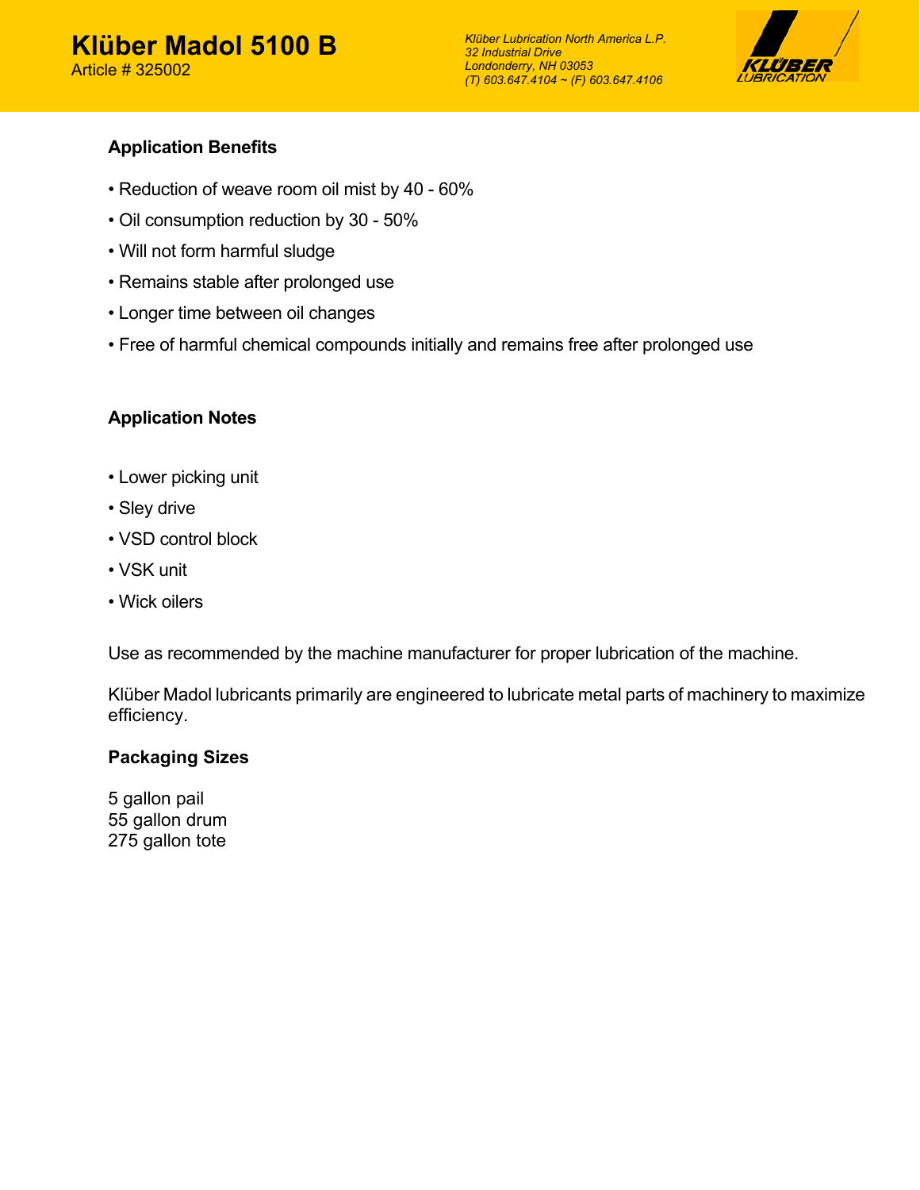# Klüber Madol 5100 B

Article # 325002

*Klüber Lubrication North America L.P.*
*32 Industrial Drive*
*Londonderry, NH 03053*
*(T) 603.647.4104 ~ (F) 603.647.4106*

### Application Benefits

- Reduction of weave room oil mist by 40 - 60%
- Oil consumption reduction by 30 - 50%
- Will not form harmful sludge
- Remains stable after prolonged use
- Longer time between oil changes
- Free of harmful chemical compounds initially and remains free after prolonged use

### Application Notes

- Lower picking unit
- Sley drive
- VSD control block
- VSK unit
- Wick oilers

Use as recommended by the machine manufacturer for proper lubrication of the machine.

Klüber Madol lubricants primarily are engineered to lubricate metal parts of machinery to maximize efficiency.

### Packaging Sizes

5 gallon pail
55 gallon drum
275 gallon tote